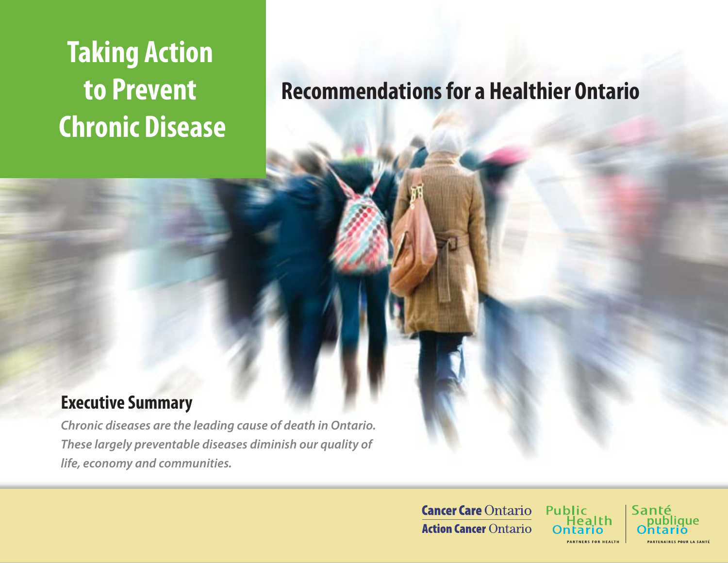# Taking Action to Prevent Chronic Disease

## Recommendations for a Healthier Ontario

## Executive Summary

***Chronic diseases are the leading cause of death in Ontario. These largely preventable diseases diminish our quality of life, economy and communities.***

**Cancer Care** Ontario
**Action Cancer** Ontario

Public Health Ontario
PARTNERS FOR HEALTH

Santé publique Ontario
PARTENAIRES POUR LA SANTÉ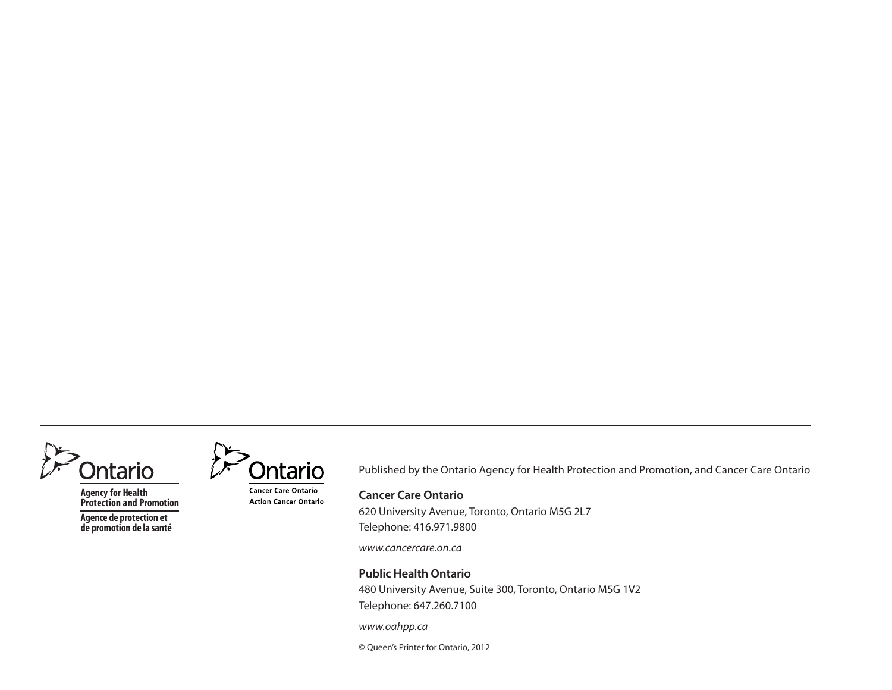Ontario

Agency for Health Protection and Promotion

Agence de protection et de promotion de la santé

Ontario

Cancer Care Ontario

Action Cancer Ontario

Published by the Ontario Agency for Health Protection and Promotion, and Cancer Care Ontario

**Cancer Care Ontario**

620 University Avenue, Toronto, Ontario M5G 2L7

Telephone: 416.971.9800

*www.cancercare.on.ca*

**Public Health Ontario**

480 University Avenue, Suite 300, Toronto, Ontario M5G 1V2

Telephone: 647.260.7100

*www.oahpp.ca*

© Queen's Printer for Ontario, 2012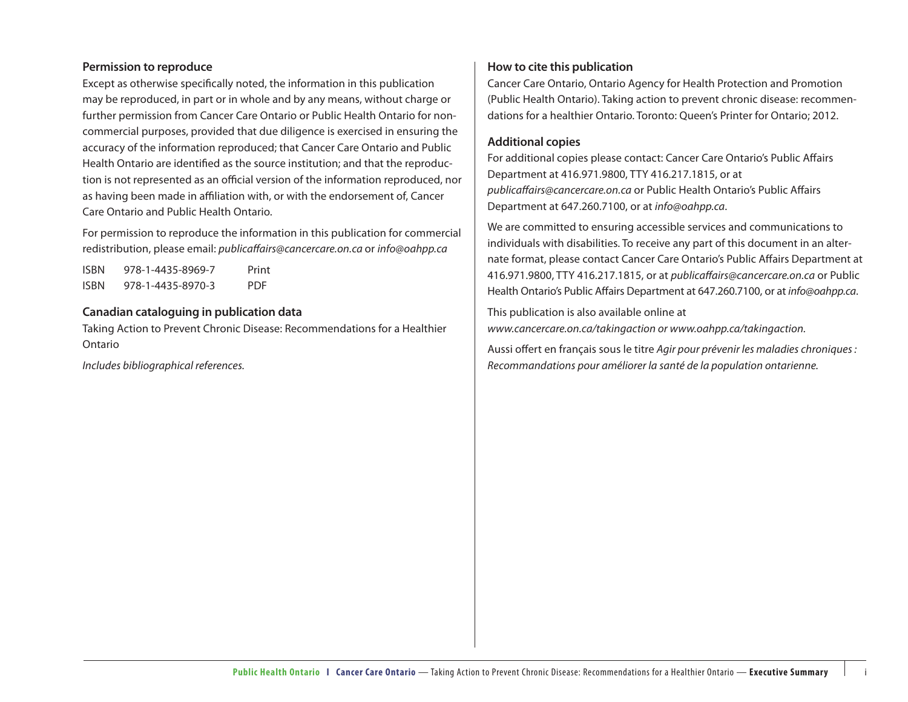## Permission to reproduce

Except as otherwise specifically noted, the information in this publication may be reproduced, in part or in whole and by any means, without charge or further permission from Cancer Care Ontario or Public Health Ontario for non-commercial purposes, provided that due diligence is exercised in ensuring the accuracy of the information reproduced; that Cancer Care Ontario and Public Health Ontario are identified as the source institution; and that the reproduction is not represented as an official version of the information reproduced, nor as having been made in affiliation with, or with the endorsement of, Cancer Care Ontario and Public Health Ontario.

For permission to reproduce the information in this publication for commercial redistribution, please email: *publicaffairs@cancercare.on.ca* or *info@oahpp.ca*

| | | |
|---|---|---|
| ISBN | 978-1-4435-8969-7 | Print |
| ISBN | 978-1-4435-8970-3 | PDF |

## Canadian cataloguing in publication data

Taking Action to Prevent Chronic Disease: Recommendations for a Healthier Ontario

*Includes bibliographical references.*

## How to cite this publication

Cancer Care Ontario, Ontario Agency for Health Protection and Promotion (Public Health Ontario). Taking action to prevent chronic disease: recommendations for a healthier Ontario. Toronto: Queen's Printer for Ontario; 2012.

## Additional copies

For additional copies please contact: Cancer Care Ontario's Public Affairs Department at 416.971.9800, TTY 416.217.1815, or at *publicaffairs@cancercare.on.ca* or Public Health Ontario's Public Affairs Department at 647.260.7100, or at *info@oahpp.ca*.

We are committed to ensuring accessible services and communications to individuals with disabilities. To receive any part of this document in an alternate format, please contact Cancer Care Ontario's Public Affairs Department at 416.971.9800, TTY 416.217.1815, or at *publicaffairs@cancercare.on.ca* or Public Health Ontario's Public Affairs Department at 647.260.7100, or at *info@oahpp.ca*.

This publication is also available online at *www.cancercare.on.ca/takingaction or www.oahpp.ca/takingaction.*

Aussi offert en français sous le titre *Agir pour prévenir les maladies chroniques : Recommandations pour améliorer la santé de la population ontarienne.*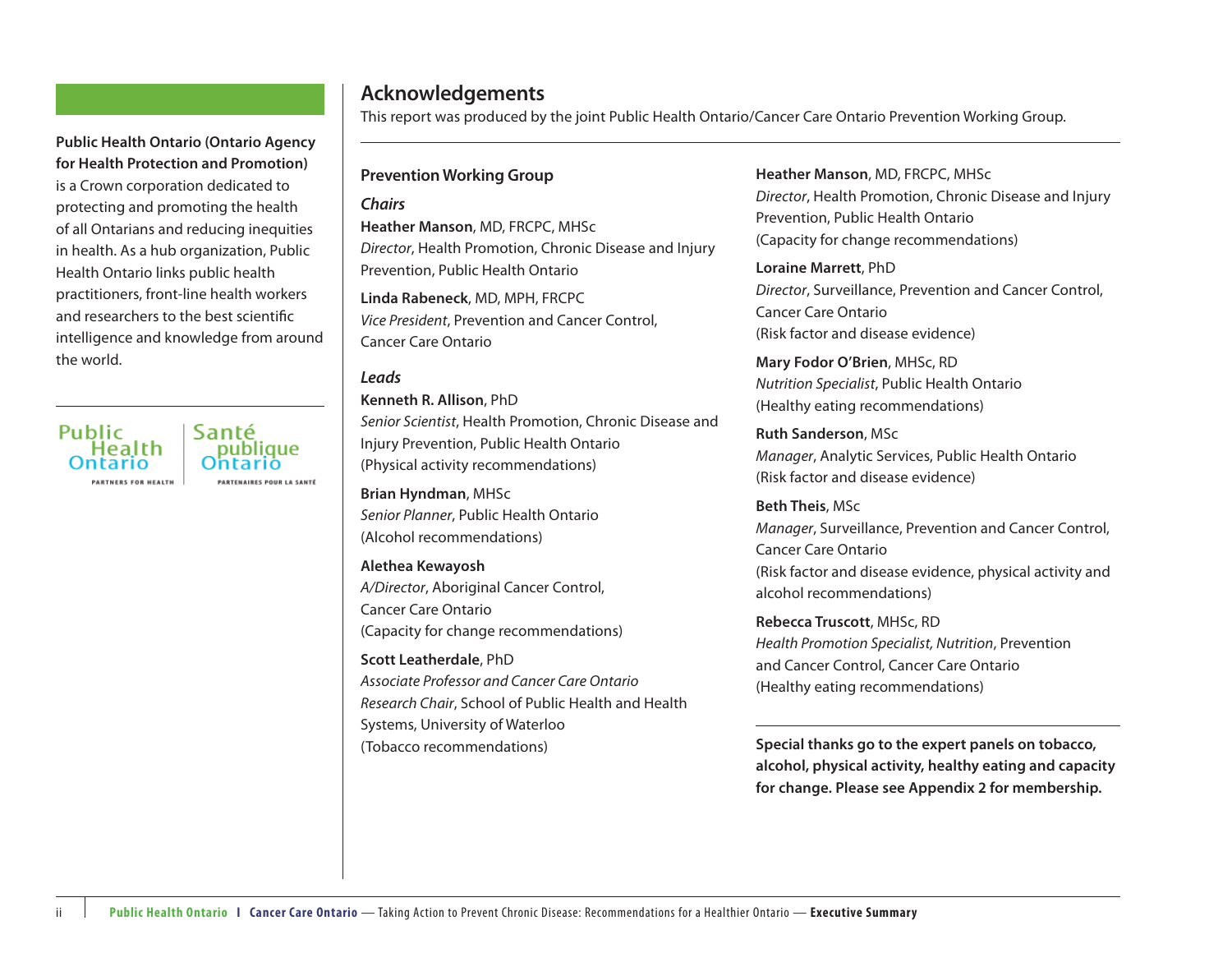**Public Health Ontario (Ontario Agency for Health Protection and Promotion)** is a Crown corporation dedicated to protecting and promoting the health of all Ontarians and reducing inequities in health. As a hub organization, Public Health Ontario links public health practitioners, front-line health workers and researchers to the best scientific intelligence and knowledge from around the world.

Public Health Ontario
PARTNERS FOR HEALTH

Santé publique Ontario
PARTENAIRES POUR LA SANTÉ

## Acknowledgements

This report was produced by the joint Public Health Ontario/Cancer Care Ontario Prevention Working Group.

### Prevention Working Group

#### *Chairs*

**Heather Manson**, MD, FRCPC, MHSc
*Director*, Health Promotion, Chronic Disease and Injury Prevention, Public Health Ontario

**Linda Rabeneck**, MD, MPH, FRCPC
*Vice President*, Prevention and Cancer Control, Cancer Care Ontario

#### *Leads*

**Kenneth R. Allison**, PhD
*Senior Scientist*, Health Promotion, Chronic Disease and Injury Prevention, Public Health Ontario
(Physical activity recommendations)

**Brian Hyndman**, MHSc
*Senior Planner*, Public Health Ontario
(Alcohol recommendations)

**Alethea Kewayosh**
*A/Director*, Aboriginal Cancer Control, Cancer Care Ontario
(Capacity for change recommendations)

**Scott Leatherdale**, PhD
*Associate Professor and Cancer Care Ontario Research Chair*, School of Public Health and Health Systems, University of Waterloo
(Tobacco recommendations)

**Heather Manson**, MD, FRCPC, MHSc
*Director*, Health Promotion, Chronic Disease and Injury Prevention, Public Health Ontario
(Capacity for change recommendations)

**Loraine Marrett**, PhD
*Director*, Surveillance, Prevention and Cancer Control, Cancer Care Ontario
(Risk factor and disease evidence)

**Mary Fodor O'Brien**, MHSc, RD
*Nutrition Specialist*, Public Health Ontario
(Healthy eating recommendations)

**Ruth Sanderson**, MSc
*Manager*, Analytic Services, Public Health Ontario
(Risk factor and disease evidence)

**Beth Theis**, MSc
*Manager*, Surveillance, Prevention and Cancer Control, Cancer Care Ontario
(Risk factor and disease evidence, physical activity and alcohol recommendations)

**Rebecca Truscott**, MHSc, RD
*Health Promotion Specialist, Nutrition*, Prevention and Cancer Control, Cancer Care Ontario
(Healthy eating recommendations)

**Special thanks go to the expert panels on tobacco, alcohol, physical activity, healthy eating and capacity for change. Please see Appendix 2 for membership.**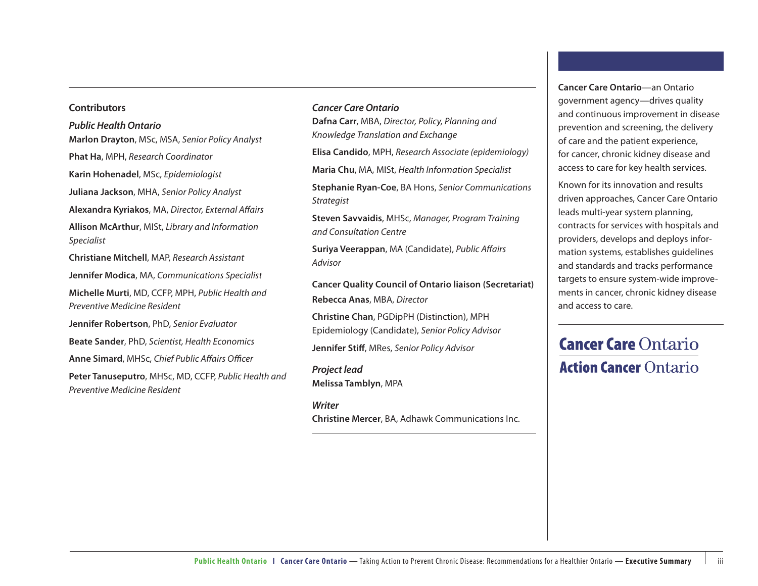## Contributors

### *Public Health Ontario*

**Marlon Drayton**, MSc, MSA, *Senior Policy Analyst*

**Phat Ha**, MPH, *Research Coordinator*

**Karin Hohenadel**, MSc, *Epidemiologist*

**Juliana Jackson**, MHA, *Senior Policy Analyst*

**Alexandra Kyriakos**, MA, *Director, External Affairs*

**Allison McArthur**, MISt, *Library and Information Specialist*

**Christiane Mitchell**, MAP, *Research Assistant*

**Jennifer Modica**, MA, *Communications Specialist*

**Michelle Murti**, MD, CCFP, MPH, *Public Health and Preventive Medicine Resident*

**Jennifer Robertson**, PhD, *Senior Evaluator*

**Beate Sander**, PhD, *Scientist, Health Economics*

**Anne Simard**, MHSc, *Chief Public Affairs Officer*

**Peter Tanuseputro**, MHSc, MD, CCFP, *Public Health and Preventive Medicine Resident*

### *Cancer Care Ontario*

**Dafna Carr**, MBA, *Director, Policy, Planning and Knowledge Translation and Exchange*

**Elisa Candido**, MPH, *Research Associate (epidemiology)*

**Maria Chu**, MA, MISt, *Health Information Specialist*

**Stephanie Ryan-Coe**, BA Hons, *Senior Communications Strategist*

**Steven Savvaidis**, MHSc, *Manager, Program Training and Consultation Centre*

**Suriya Veerappan**, MA (Candidate), *Public Affairs Advisor*

### Cancer Quality Council of Ontario liaison (Secretariat)

**Rebecca Anas**, MBA, *Director*

**Christine Chan**, PGDipPH (Distinction), MPH Epidemiology (Candidate), *Senior Policy Advisor*

**Jennifer Stiff**, MRes, *Senior Policy Advisor*

### *Project lead*

**Melissa Tamblyn**, MPA

### *Writer*

**Christine Mercer**, BA, Adhawk Communications Inc.

---

**Cancer Care Ontario**—an Ontario government agency—drives quality and continuous improvement in disease prevention and screening, the delivery of care and the patient experience, for cancer, chronic kidney disease and access to care for key health services.

Known for its innovation and results driven approaches, Cancer Care Ontario leads multi-year system planning, contracts for services with hospitals and providers, develops and deploys information systems, establishes guidelines and standards and tracks performance targets to ensure system-wide improvements in cancer, chronic kidney disease and access to care.

**Cancer Care** Ontario
**Action Cancer** Ontario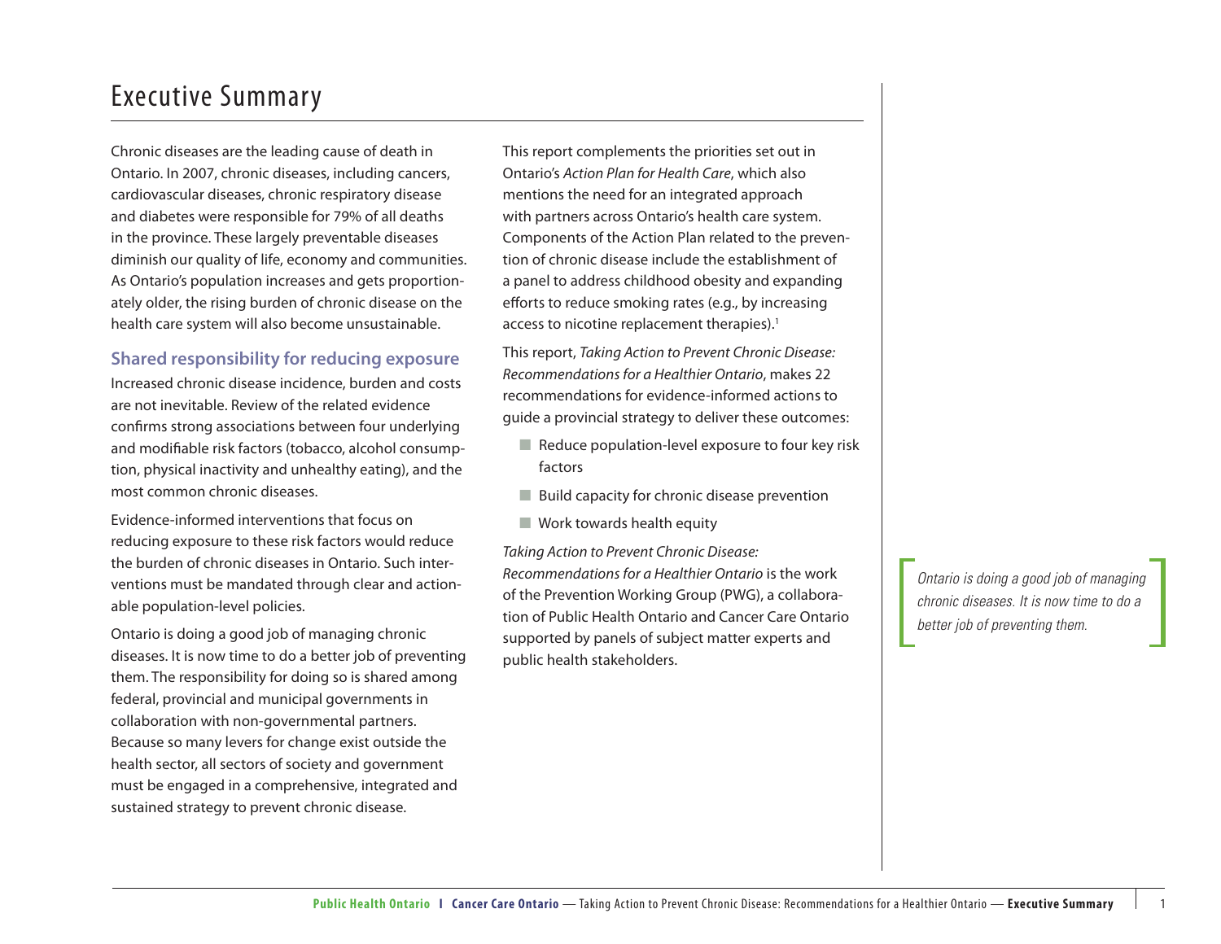# Executive Summary

Chronic diseases are the leading cause of death in Ontario. In 2007, chronic diseases, including cancers, cardiovascular diseases, chronic respiratory disease and diabetes were responsible for 79% of all deaths in the province. These largely preventable diseases diminish our quality of life, economy and communities. As Ontario's population increases and gets proportionately older, the rising burden of chronic disease on the health care system will also become unsustainable.

## Shared responsibility for reducing exposure

Increased chronic disease incidence, burden and costs are not inevitable. Review of the related evidence confirms strong associations between four underlying and modifiable risk factors (tobacco, alcohol consumption, physical inactivity and unhealthy eating), and the most common chronic diseases.

Evidence-informed interventions that focus on reducing exposure to these risk factors would reduce the burden of chronic diseases in Ontario. Such interventions must be mandated through clear and actionable population-level policies.

Ontario is doing a good job of managing chronic diseases. It is now time to do a better job of preventing them. The responsibility for doing so is shared among federal, provincial and municipal governments in collaboration with non-governmental partners. Because so many levers for change exist outside the health sector, all sectors of society and government must be engaged in a comprehensive, integrated and sustained strategy to prevent chronic disease.

This report complements the priorities set out in Ontario's *Action Plan for Health Care*, which also mentions the need for an integrated approach with partners across Ontario's health care system. Components of the Action Plan related to the prevention of chronic disease include the establishment of a panel to address childhood obesity and expanding efforts to reduce smoking rates (e.g., by increasing access to nicotine replacement therapies).[1]

This report, *Taking Action to Prevent Chronic Disease: Recommendations for a Healthier Ontario*, makes 22 recommendations for evidence-informed actions to guide a provincial strategy to deliver these outcomes:

- Reduce population-level exposure to four key risk factors
- Build capacity for chronic disease prevention
- Work towards health equity

*Taking Action to Prevent Chronic Disease: Recommendations for a Healthier Ontario* is the work of the Prevention Working Group (PWG), a collaboration of Public Health Ontario and Cancer Care Ontario supported by panels of subject matter experts and public health stakeholders.

*Ontario is doing a good job of managing chronic diseases. It is now time to do a better job of preventing them.*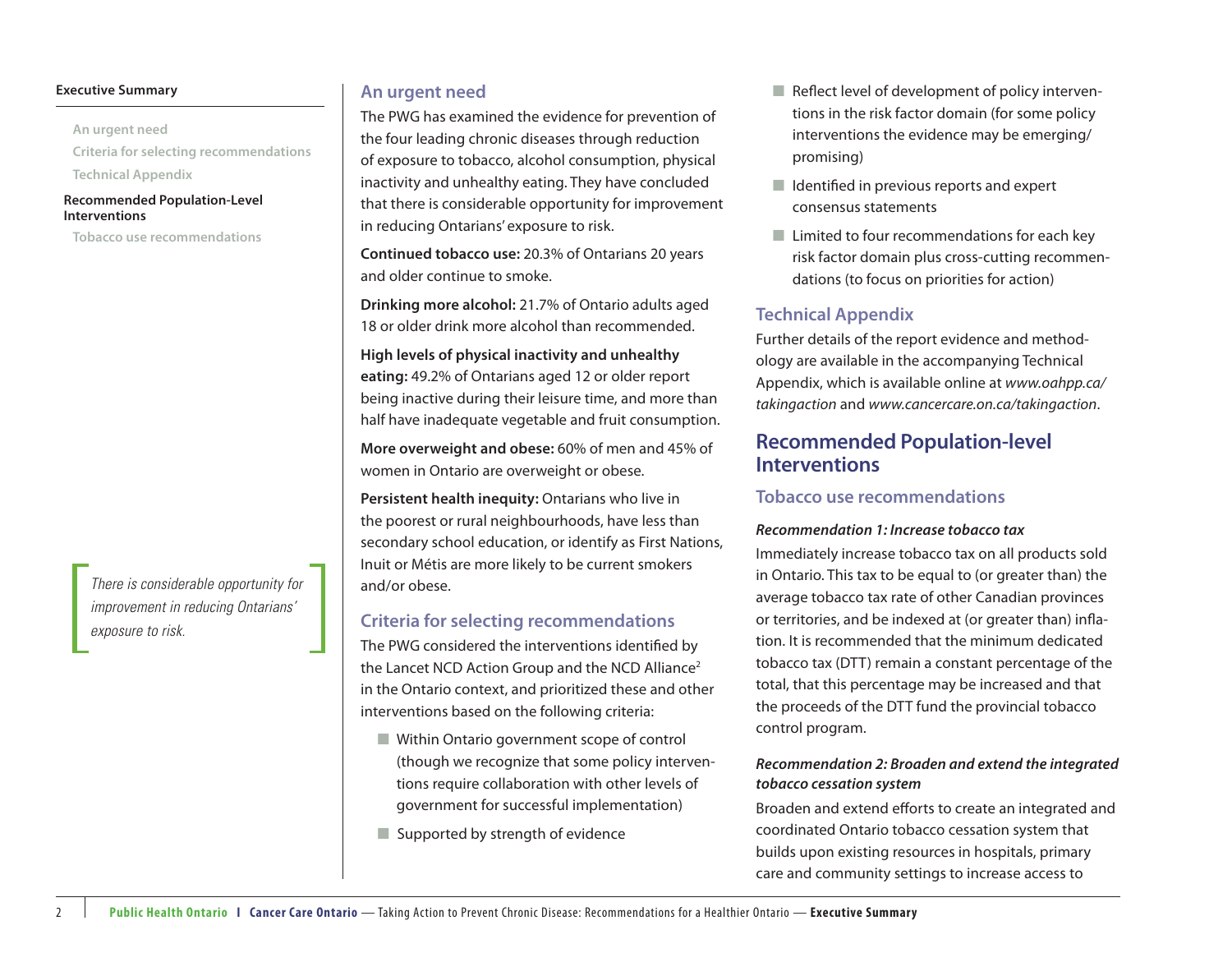## An urgent need

The PWG has examined the evidence for prevention of the four leading chronic diseases through reduction of exposure to tobacco, alcohol consumption, physical inactivity and unhealthy eating. They have concluded that there is considerable opportunity for improvement in reducing Ontarians' exposure to risk.

**Continued tobacco use:** 20.3% of Ontarians 20 years and older continue to smoke.

**Drinking more alcohol:** 21.7% of Ontario adults aged 18 or older drink more alcohol than recommended.

**High levels of physical inactivity and unhealthy eating:** 49.2% of Ontarians aged 12 or older report being inactive during their leisure time, and more than half have inadequate vegetable and fruit consumption.

**More overweight and obese:** 60% of men and 45% of women in Ontario are overweight or obese.

**Persistent health inequity:** Ontarians who live in the poorest or rural neighbourhoods, have less than secondary school education, or identify as First Nations, Inuit or Métis are more likely to be current smokers and/or obese.

> *There is considerable opportunity for improvement in reducing Ontarians' exposure to risk.*

## Criteria for selecting recommendations

The PWG considered the interventions identified by the Lancet NCD Action Group and the NCD Alliance[2] in the Ontario context, and prioritized these and other interventions based on the following criteria:

- Within Ontario government scope of control (though we recognize that some policy interventions require collaboration with other levels of government for successful implementation)
- Supported by strength of evidence
- Reflect level of development of policy interventions in the risk factor domain (for some policy interventions the evidence may be emerging/promising)
- Identified in previous reports and expert consensus statements
- Limited to four recommendations for each key risk factor domain plus cross-cutting recommendations (to focus on priorities for action)

## Technical Appendix

Further details of the report evidence and methodology are available in the accompanying Technical Appendix, which is available online at *www.oahpp.ca/takingaction* and *www.cancercare.on.ca/takingaction*.

# Recommended Population-level Interventions

## Tobacco use recommendations

***Recommendation 1: Increase tobacco tax***

Immediately increase tobacco tax on all products sold in Ontario. This tax to be equal to (or greater than) the average tobacco tax rate of other Canadian provinces or territories, and be indexed at (or greater than) inflation. It is recommended that the minimum dedicated tobacco tax (DTT) remain a constant percentage of the total, that this percentage may be increased and that the proceeds of the DTT fund the provincial tobacco control program.

***Recommendation 2: Broaden and extend the integrated tobacco cessation system***

Broaden and extend efforts to create an integrated and coordinated Ontario tobacco cessation system that builds upon existing resources in hospitals, primary care and community settings to increase access to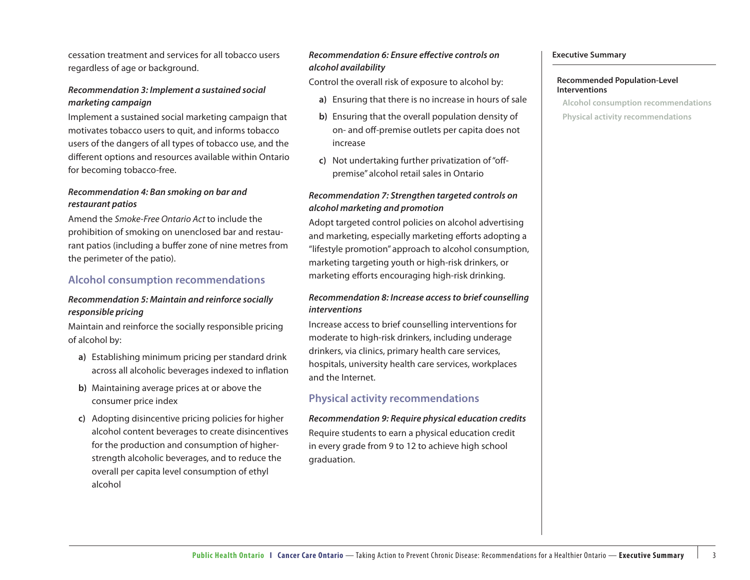cessation treatment and services for all tobacco users regardless of age or background.

***Recommendation 3: Implement a sustained social marketing campaign***

Implement a sustained social marketing campaign that motivates tobacco users to quit, and informs tobacco users of the dangers of all types of tobacco use, and the different options and resources available within Ontario for becoming tobacco-free.

***Recommendation 4: Ban smoking on bar and restaurant patios***

Amend the *Smoke-Free Ontario Act* to include the prohibition of smoking on unenclosed bar and restaurant patios (including a buffer zone of nine metres from the perimeter of the patio).

## Alcohol consumption recommendations

***Recommendation 5: Maintain and reinforce socially responsible pricing***

Maintain and reinforce the socially responsible pricing of alcohol by:

- **a)** Establishing minimum pricing per standard drink across all alcoholic beverages indexed to inflation
- **b)** Maintaining average prices at or above the consumer price index
- **c)** Adopting disincentive pricing policies for higher alcohol content beverages to create disincentives for the production and consumption of higher-strength alcoholic beverages, and to reduce the overall per capita level consumption of ethyl alcohol

***Recommendation 6: Ensure effective controls on alcohol availability***

Control the overall risk of exposure to alcohol by:

- **a)** Ensuring that there is no increase in hours of sale
- **b)** Ensuring that the overall population density of on- and off-premise outlets per capita does not increase
- **c)** Not undertaking further privatization of "off-premise" alcohol retail sales in Ontario

***Recommendation 7: Strengthen targeted controls on alcohol marketing and promotion***

Adopt targeted control policies on alcohol advertising and marketing, especially marketing efforts adopting a "lifestyle promotion" approach to alcohol consumption, marketing targeting youth or high-risk drinkers, or marketing efforts encouraging high-risk drinking.

***Recommendation 8: Increase access to brief counselling interventions***

Increase access to brief counselling interventions for moderate to high-risk drinkers, including underage drinkers, via clinics, primary health care services, hospitals, university health care services, workplaces and the Internet.

## Physical activity recommendations

***Recommendation 9: Require physical education credits***

Require students to earn a physical education credit in every grade from 9 to 12 to achieve high school graduation.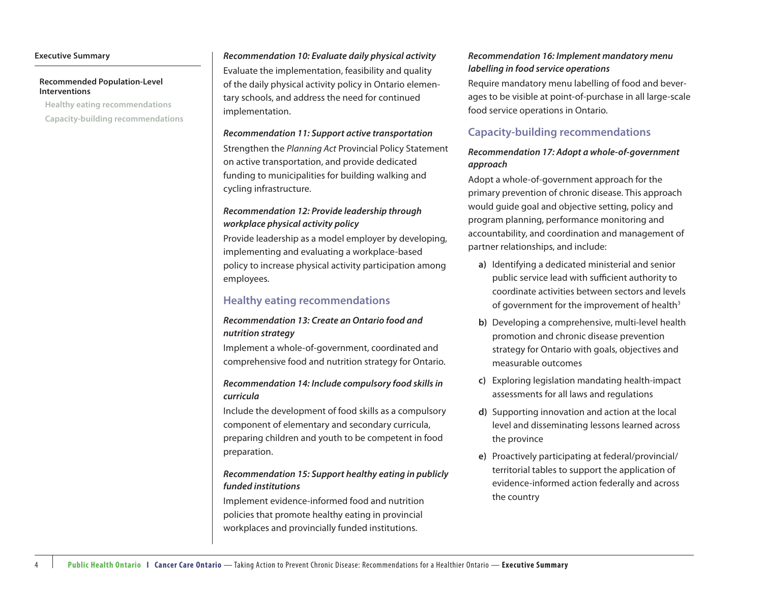*Recommendation 10: Evaluate daily physical activity*

Evaluate the implementation, feasibility and quality of the daily physical activity policy in Ontario elementary schools, and address the need for continued implementation.

*Recommendation 11: Support active transportation*

Strengthen the *Planning Act* Provincial Policy Statement on active transportation, and provide dedicated funding to municipalities for building walking and cycling infrastructure.

*Recommendation 12: Provide leadership through workplace physical activity policy*

Provide leadership as a model employer by developing, implementing and evaluating a workplace-based policy to increase physical activity participation among employees.

## Healthy eating recommendations

*Recommendation 13: Create an Ontario food and nutrition strategy*

Implement a whole-of-government, coordinated and comprehensive food and nutrition strategy for Ontario.

*Recommendation 14: Include compulsory food skills in curricula*

Include the development of food skills as a compulsory component of elementary and secondary curricula, preparing children and youth to be competent in food preparation.

*Recommendation 15: Support healthy eating in publicly funded institutions*

Implement evidence-informed food and nutrition policies that promote healthy eating in provincial workplaces and provincially funded institutions.

*Recommendation 16: Implement mandatory menu labelling in food service operations*

Require mandatory menu labelling of food and beverages to be visible at point-of-purchase in all large-scale food service operations in Ontario.

## Capacity-building recommendations

*Recommendation 17: Adopt a whole-of-government approach*

Adopt a whole-of-government approach for the primary prevention of chronic disease. This approach would guide goal and objective setting, policy and program planning, performance monitoring and accountability, and coordination and management of partner relationships, and include:

- **a)** Identifying a dedicated ministerial and senior public service lead with sufficient authority to coordinate activities between sectors and levels of government for the improvement of health[3]
- **b)** Developing a comprehensive, multi-level health promotion and chronic disease prevention strategy for Ontario with goals, objectives and measurable outcomes
- **c)** Exploring legislation mandating health-impact assessments for all laws and regulations
- **d)** Supporting innovation and action at the local level and disseminating lessons learned across the province
- **e)** Proactively participating at federal/provincial/territorial tables to support the application of evidence-informed action federally and across the country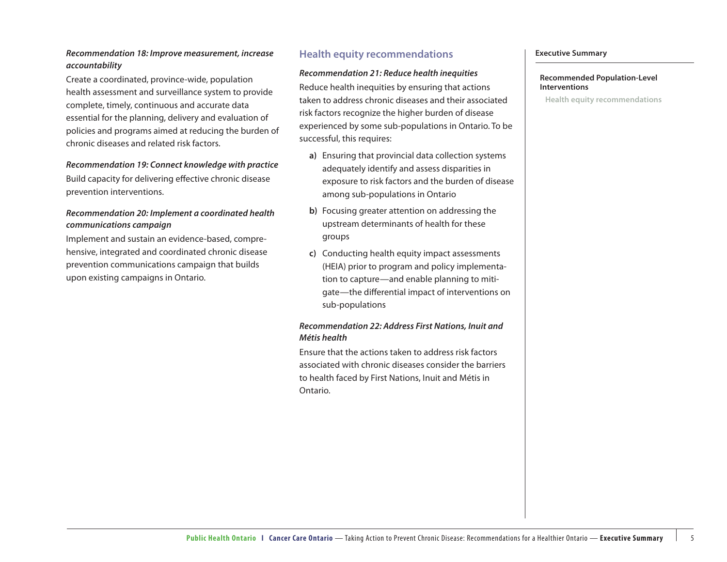***Recommendation 18: Improve measurement, increase accountability***

Create a coordinated, province-wide, population health assessment and surveillance system to provide complete, timely, continuous and accurate data essential for the planning, delivery and evaluation of policies and programs aimed at reducing the burden of chronic diseases and related risk factors.

***Recommendation 19: Connect knowledge with practice***

Build capacity for delivering effective chronic disease prevention interventions.

***Recommendation 20: Implement a coordinated health communications campaign***

Implement and sustain an evidence-based, comprehensive, integrated and coordinated chronic disease prevention communications campaign that builds upon existing campaigns in Ontario.

## Health equity recommendations

***Recommendation 21: Reduce health inequities***

Reduce health inequities by ensuring that actions taken to address chronic diseases and their associated risk factors recognize the higher burden of disease experienced by some sub-populations in Ontario. To be successful, this requires:

- **a)** Ensuring that provincial data collection systems adequately identify and assess disparities in exposure to risk factors and the burden of disease among sub-populations in Ontario
- **b)** Focusing greater attention on addressing the upstream determinants of health for these groups
- **c)** Conducting health equity impact assessments (HEIA) prior to program and policy implementation to capture—and enable planning to mitigate—the differential impact of interventions on sub-populations

***Recommendation 22: Address First Nations, Inuit and Métis health***

Ensure that the actions taken to address risk factors associated with chronic diseases consider the barriers to health faced by First Nations, Inuit and Métis in Ontario.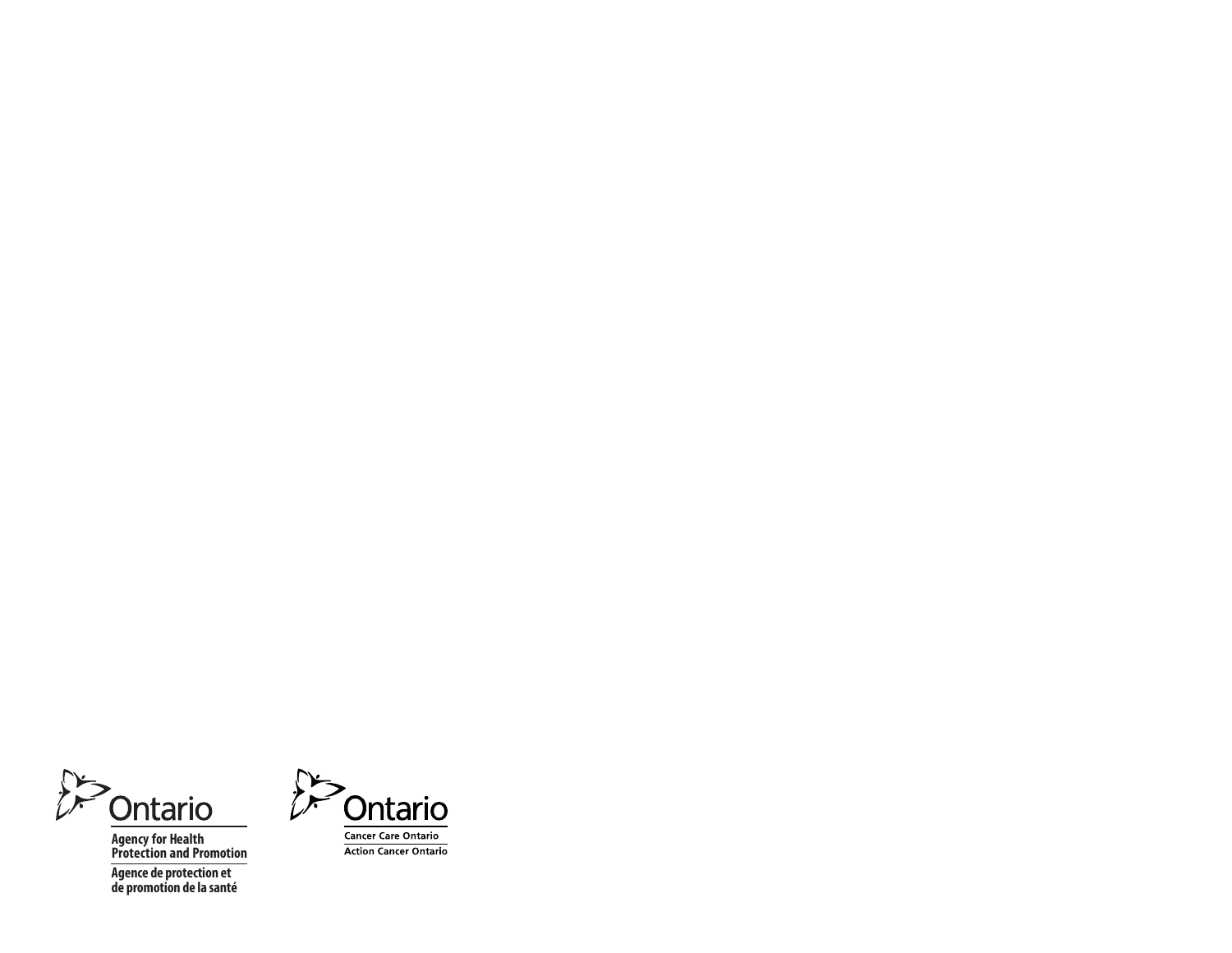Ontario

Agency for Health Protection and Promotion

Agence de protection et de promotion de la santé

Ontario

Cancer Care Ontario

Action Cancer Ontario